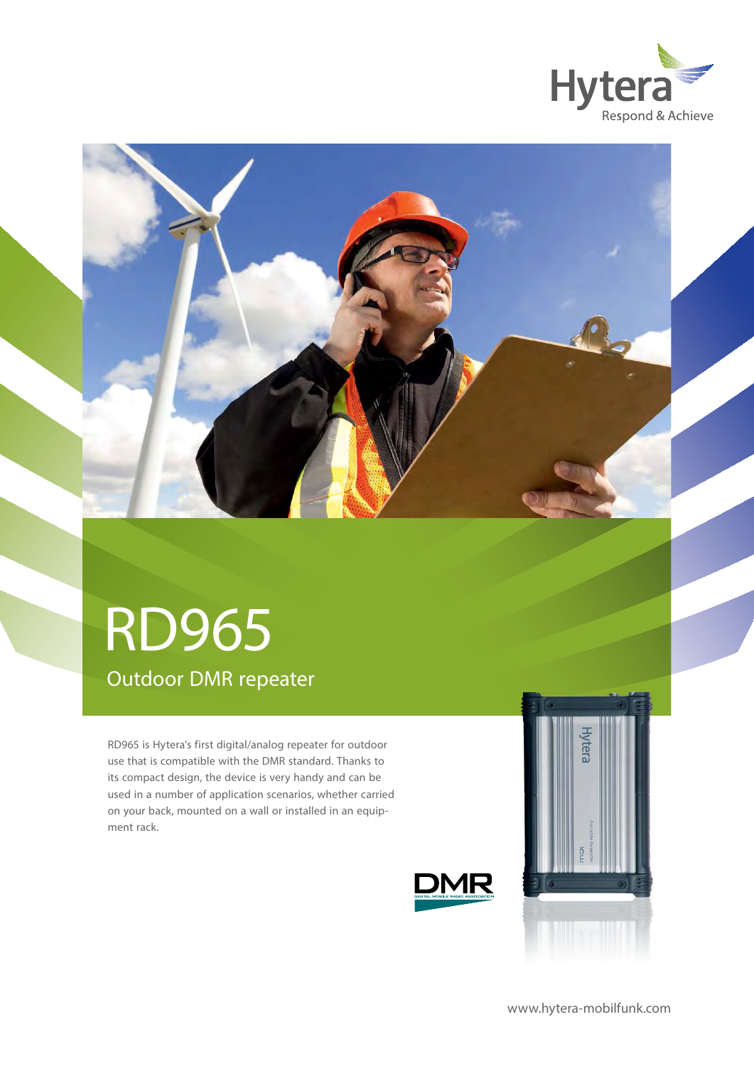# RD965

## Outdoor DMR repeater

RD965 is Hytera's first digital/analog repeater for outdoor use that is compatible with the DMR standard. Thanks to its compact design, the device is very handy and can be used in a number of application scenarios, whether carried on your back, mounted on a wall or installed in an equipment rack.

www.hytera-mobilfunk.com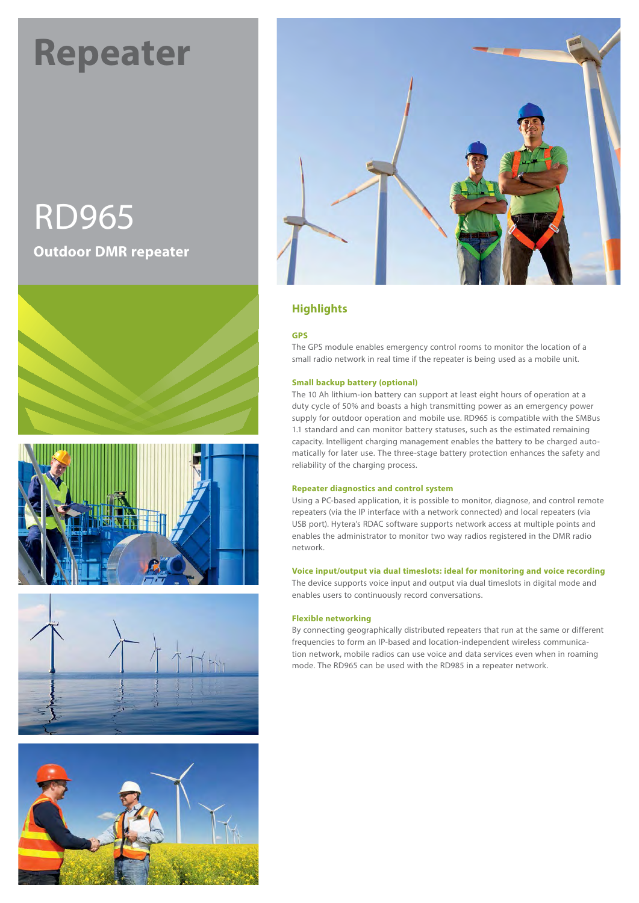# Repeater

# RD965

**Outdoor DMR repeater**

## Highlights

### GPS

The GPS module enables emergency control rooms to monitor the location of a small radio network in real time if the repeater is being used as a mobile unit.

### Small backup battery (optional)

The 10 Ah lithium-ion battery can support at least eight hours of operation at a duty cycle of 50% and boasts a high transmitting power as an emergency power supply for outdoor operation and mobile use. RD965 is compatible with the SMBus 1.1 standard and can monitor battery statuses, such as the estimated remaining capacity. Intelligent charging management enables the battery to be charged automatically for later use. The three-stage battery protection enhances the safety and reliability of the charging process.

### Repeater diagnostics and control system

Using a PC-based application, it is possible to monitor, diagnose, and control remote repeaters (via the IP interface with a network connected) and local repeaters (via USB port). Hytera's RDAC software supports network access at multiple points and enables the administrator to monitor two way radios registered in the DMR radio network.

### Voice input/output via dual timeslots: ideal for monitoring and voice recording

The device supports voice input and output via dual timeslots in digital mode and enables users to continuously record conversations.

### Flexible networking

By connecting geographically distributed repeaters that run at the same or different frequencies to form an IP-based and location-independent wireless communication network, mobile radios can use voice and data services even when in roaming mode. The RD965 can be used with the RD985 in a repeater network.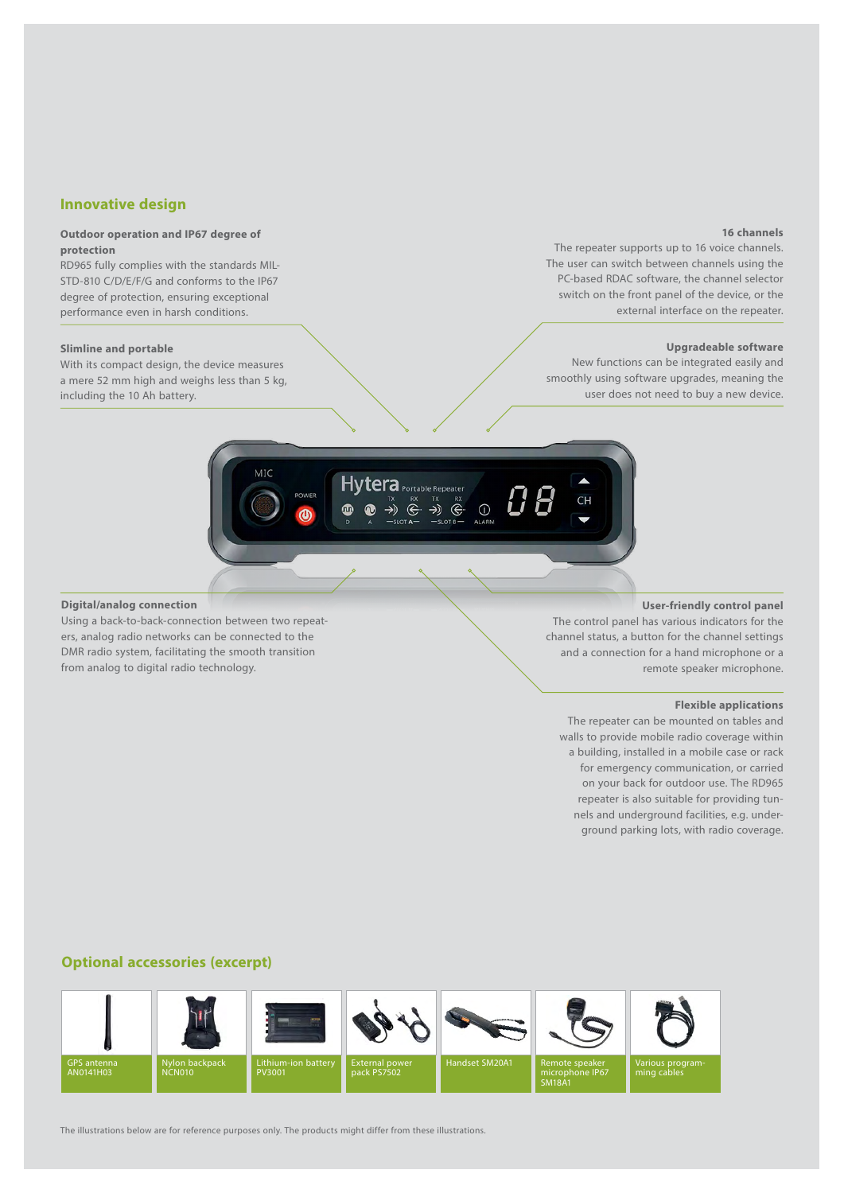## Innovative design

**Outdoor operation and IP67 degree of protection**

RD965 fully complies with the standards MIL-STD-810 C/D/E/F/G and conforms to the IP67 degree of protection, ensuring exceptional performance even in harsh conditions.

**Slimline and portable**

With its compact design, the device measures a mere 52 mm high and weighs less than 5 kg, including the 10 Ah battery.

**16 channels**

The repeater supports up to 16 voice channels. The user can switch between channels using the PC-based RDAC software, the channel selector switch on the front panel of the device, or the external interface on the repeater.

**Upgradeable software**

New functions can be integrated easily and smoothly using software upgrades, meaning the user does not need to buy a new device.

**Digital/analog connection**

Using a back-to-back-connection between two repeaters, analog radio networks can be connected to the DMR radio system, facilitating the smooth transition from analog to digital radio technology.

**User-friendly control panel**

The control panel has various indicators for the channel status, a button for the channel settings and a connection for a hand microphone or a remote speaker microphone.

**Flexible applications**

The repeater can be mounted on tables and walls to provide mobile radio coverage within a building, installed in a mobile case or rack for emergency communication, or carried on your back for outdoor use. The RD965 repeater is also suitable for providing tunnels and underground facilities, e.g. underground parking lots, with radio coverage.

## Optional accessories (excerpt)

- GPS antenna AN0141H03
- Nylon backpack NCN010
- Lithium-ion battery PV3001
- External power pack PS7502
- Handset SM20A1
- Remote speaker microphone IP67 SM18A1
- Various programming cables

The illustrations below are for reference purposes only. The products might differ from these illustrations.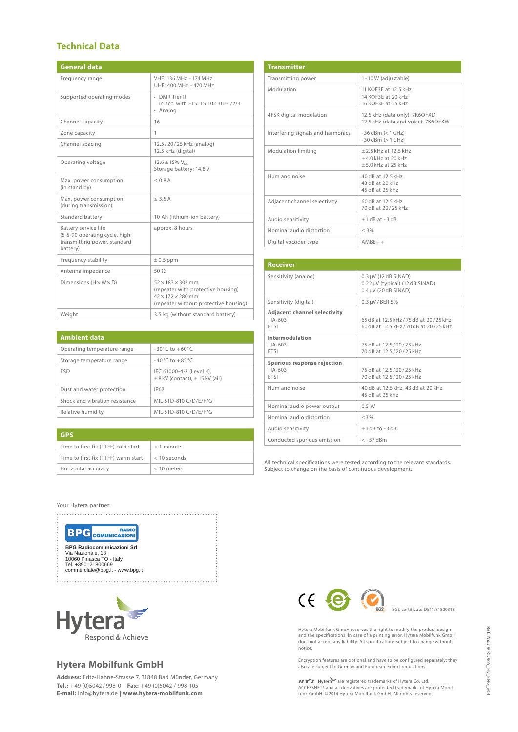## Technical Data

| General data | |
|---|---|
| Frequency range | VHF: 136 MHz – 174 MHz<br>UHF: 400 MHz – 470 MHz |
| Supported operating modes | • DMR Tier II in acc. with ETSI TS 102 361-1/2/3<br>• Analog |
| Channel capacity | 16 |
| Zone capacity | 1 |
| Channel spacing | 12.5 / 20 / 25 kHz (analog)<br>12.5 kHz (digital) |
| Operating voltage | 13.6 ± 15% $V_{DC}$<br>Storage battery: 14.8 V |
| Max. power consumption (in stand by) | ≤ 0.8 A |
| Max. power consumption (during transmission) | ≤ 3.5 A |
| Standard battery | 10 Ah (lithium-ion battery) |
| Battery service life (5-5-90 operating cycle, high transmitting power, standard battery) | approx. 8 hours |
| Frequency stability | ± 0.5 ppm |
| Antenna impedance | 50 Ω |
| Dimensions (H × W × D) | 52 × 183 × 302 mm (repeater with protective housing)<br>42 × 172 × 280 mm (repeater without protective housing) |
| Weight | 3.5 kg (without standard battery) |

| Ambient data | |
|---|---|
| Operating temperature range | -30 °C to +60 °C |
| Storage temperature range | -40 °C to +85 °C |
| ESD | IEC 61000-4-2 (Level 4),<br>± 8 kV (contact), ± 15 kV (air) |
| Dust and water protection | IP67 |
| Shock and vibration resistance | MIL-STD-810 C/D/E/F/G |
| Relative humidity | MIL-STD-810 C/D/E/F/G |

| GPS | |
|---|---|
| Time to first fix (TTFF) cold start | < 1 minute |
| Time to first fix (TTFF) warm start | < 10 seconds |
| Horizontal accuracy | < 10 meters |

| Transmitter | |
|---|---|
| Transmitting power | 1 - 10 W (adjustable) |
| Modulation | 11 KΦF3E at 12.5 kHz<br>14 KΦF3E at 20 kHz<br>16 KΦF3E at 25 kHz |
| 4FSK digital modulation | 12.5 kHz (data only): 7K6ΦFXD<br>12.5 kHz (data and voice): 7K6ΦFXW |
| Interfering signals and harmonics | -36 dBm (< 1 GHz)<br>-30 dBm (> 1 GHz) |
| Modulation limiting | ± 2.5 kHz at 12.5 kHz<br>± 4.0 kHz at 20 kHz<br>± 5.0 kHz at 25 kHz |
| Hum and noise | 40 dB at 12.5 kHz<br>43 dB at 20 kHz<br>45 dB at 25 kHz |
| Adjacent channel selectivity | 60 dB at 12.5 kHz<br>70 dB at 20 / 25 kHz |
| Audio sensitivity | +1 dB at -3 dB |
| Nominal audio distortion | ≤ 3% |
| Digital vocoder type | AMBE++ |

| Receiver | |
|---|---|
| Sensitivity (analog) | 0.3 μV (12 dB SINAD)<br>0.22 μV (typical) (12 dB SINAD)<br>0.4 μV (20 dB SINAD) |
| Sensitivity (digital) | 0.3 μV / BER 5% |
| **Adjacent channel selectivity**<br>TIA-603<br>ETSI | 65 dB at 12.5 kHz / 75 dB at 20 / 25 kHz<br>60 dB at 12.5 kHz / 70 dB at 20 / 25 kHz |
| **Intermodulation**<br>TIA-603<br>ETSI | 75 dB at 12.5 / 20 / 25 kHz<br>70 dB at 12.5 / 20 / 25 kHz |
| **Spurious response rejection**<br>TIA-603<br>ETSI | 75 dB at 12.5 / 20 / 25 kHz<br>70 dB at 12.5 / 20 / 25 kHz |
| Hum and noise | 40 dB at 12.5 kHz, 43 dB at 20 kHz<br>45 dB at 25 kHz |
| Nominal audio power output | 0.5 W |
| Nominal audio distortion | ≤ 3 % |
| Audio sensitivity | +1 dB to -3 dB |
| Conducted spurious emission | < -57 dBm |

All technical specifications were tested according to the relevant standards. Subject to change on the basis of continuous development.

Your Hytera partner:

BPG Radiocomunicazioni Srl
Via Nazionale, 13
10060 Pinasca TO - Italy
Tel. +390121800669
commerciale@bpg.it - www.bpg.it

Hytera
Respond & Achieve

## Hytera Mobilfunk GmbH

**Address:** Fritz-Hahne-Strasse 7, 31848 Bad Münder, Germany
**Tel.:** +49 (0)5042 / 998-0 **Fax:** +49 (0)5042 / 998-105
**E-mail:** info@hytera.de | **www.hytera-mobilfunk.com**

SGS certificate DE11/81829313

Hytera Mobilfunk GmbH reserves the right to modify the product design and the specifications. In case of a printing error, Hytera Mobilfunk GmbH does not accept any liability. All specifications subject to change without notice.

Encryption features are optional and have to be configured separately; they also are subject to German and European export regulations.

HYT Hytera are registered trademarks of Hytera Co. Ltd. ACCESSNET® and all derivatives are protected trademarks of Hytera Mobilfunk GmbH. © 2014 Hytera Mobilfunk GmbH. All rights reserved.

**Ref. No.:** 90RD965_Fly_ENG_v04